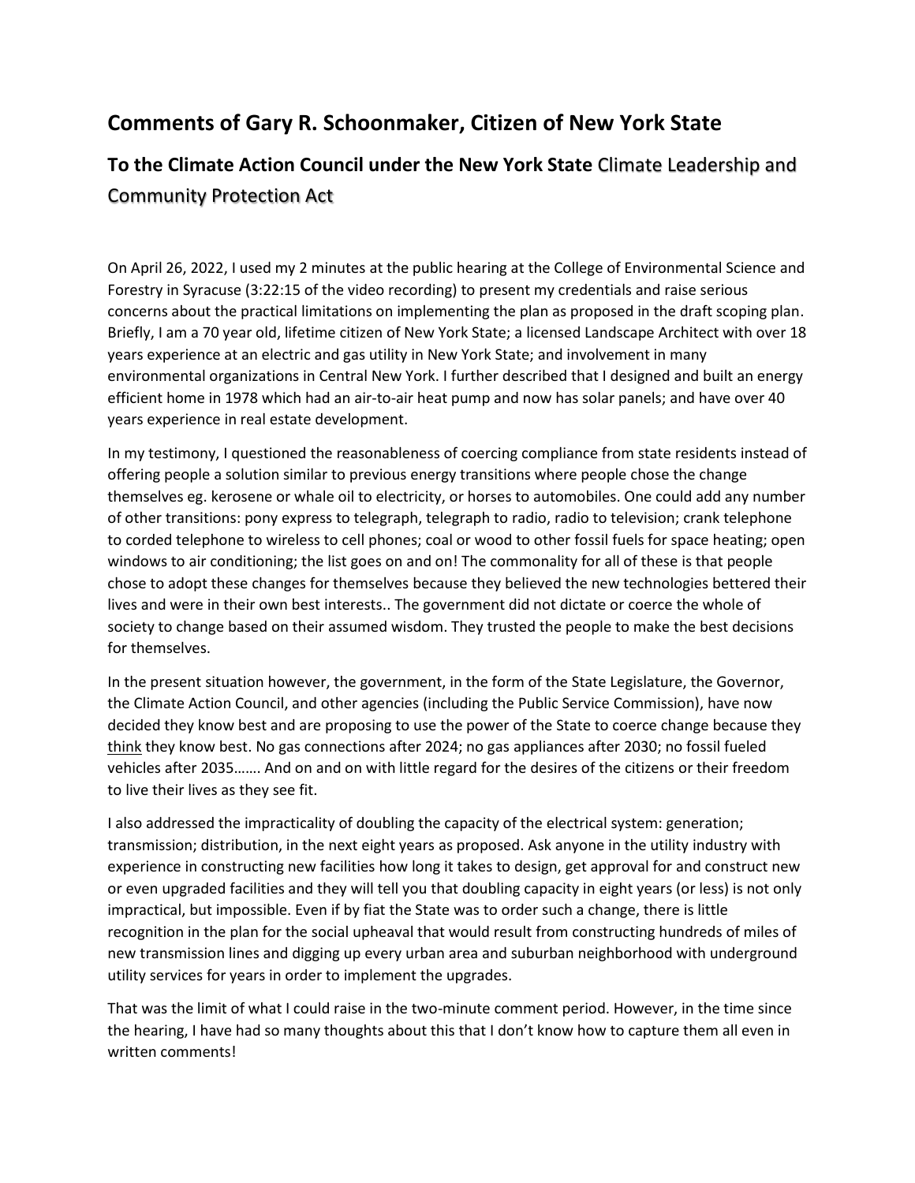## Comments of Gary R. Schoonmaker, Citizen of New York State

### To the Climate Action Council under the New York State Climate Leadership and Community Protection Act

On April 26, 2022, I used my 2 minutes at the public hearing at the College of Environmental Science and Forestry in Syracuse (3:22:15 of the video recording) to present my credentials and raise serious concerns about the practical limitations on implementing the plan as proposed in the draft scoping plan. Briefly, I am a 70 year old, lifetime citizen of New York State; a licensed Landscape Architect with over 18 years experience at an electric and gas utility in New York State; and involvement in many environmental organizations in Central New York. I further described that I designed and built an energy efficient home in 1978 which had an air-to-air heat pump and now has solar panels; and have over 40 years experience in real estate development.

In my testimony, I questioned the reasonableness of coercing compliance from state residents instead of offering people a solution similar to previous energy transitions where people chose the change themselves eg. kerosene or whale oil to electricity, or horses to automobiles. One could add any number of other transitions: pony express to telegraph, telegraph to radio, radio to television; crank telephone to corded telephone to wireless to cell phones; coal or wood to other fossil fuels for space heating; open windows to air conditioning; the list goes on and on! The commonality for all of these is that people chose to adopt these changes for themselves because they believed the new technologies bettered their lives and were in their own best interests.. The government did not dictate or coerce the whole of society to change based on their assumed wisdom. They trusted the people to make the best decisions for themselves.

In the present situation however, the government, in the form of the State Legislature, the Governor, the Climate Action Council, and other agencies (including the Public Service Commission), have now decided they know best and are proposing to use the power of the State to coerce change because they <u>think</u> they know best. No gas connections after 2024; no gas appliances after 2030; no fossil fueled vehicles after 2035……. And on and on with little regard for the desires of the citizens or their freedom to live their lives as they see fit.

I also addressed the impracticality of doubling the capacity of the electrical system: generation; transmission; distribution, in the next eight years as proposed. Ask anyone in the utility industry with experience in constructing new facilities how long it takes to design, get approval for and construct new or even upgraded facilities and they will tell you that doubling capacity in eight years (or less) is not only impractical, but impossible. Even if by fiat the State was to order such a change, there is little recognition in the plan for the social upheaval that would result from constructing hundreds of miles of new transmission lines and digging up every urban area and suburban neighborhood with underground utility services for years in order to implement the upgrades.

That was the limit of what I could raise in the two-minute comment period. However, in the time since the hearing, I have had so many thoughts about this that I don't know how to capture them all even in written comments!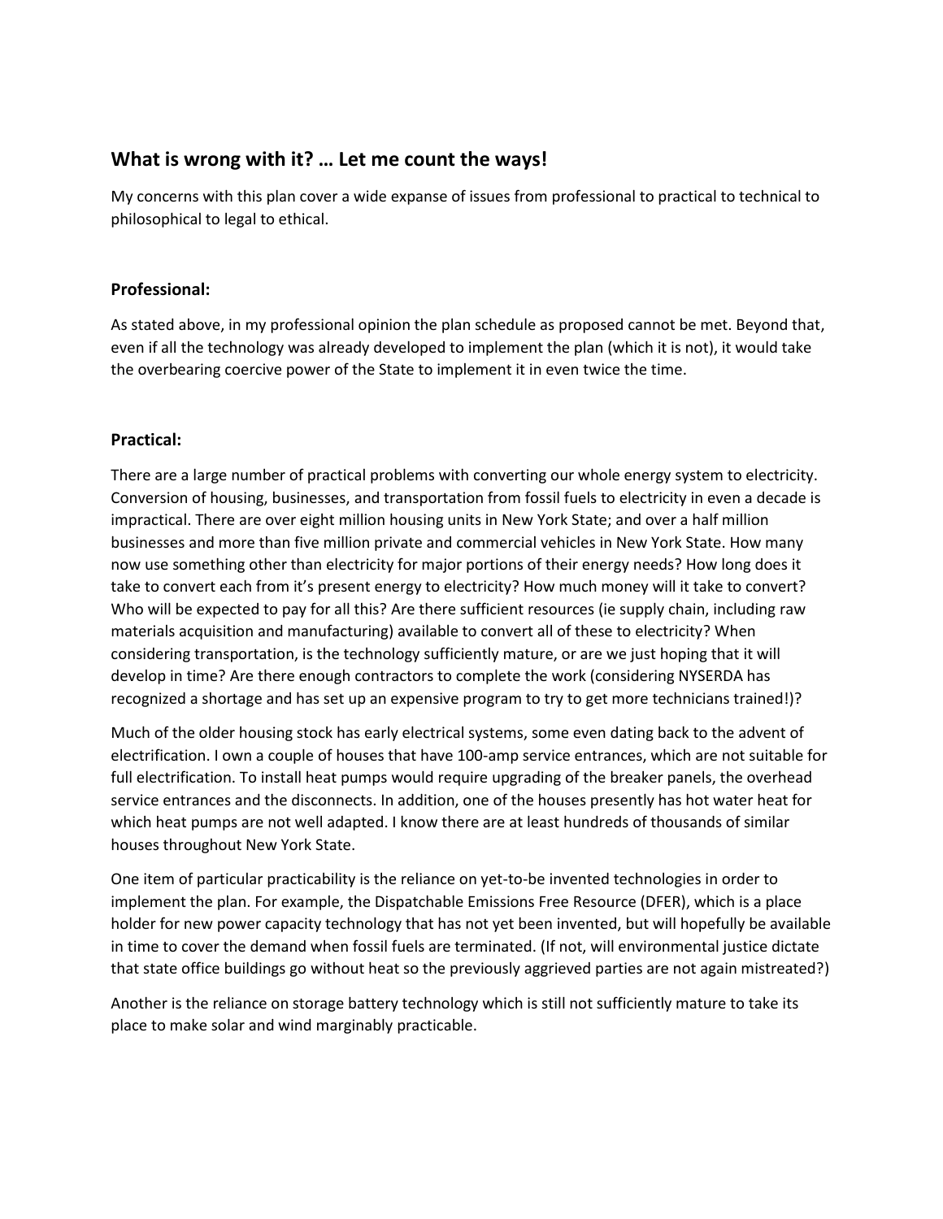## What is wrong with it? … Let me count the ways!

My concerns with this plan cover a wide expanse of issues from professional to practical to technical to philosophical to legal to ethical.

### Professional:

As stated above, in my professional opinion the plan schedule as proposed cannot be met. Beyond that, even if all the technology was already developed to implement the plan (which it is not), it would take the overbearing coercive power of the State to implement it in even twice the time.

### Practical:

There are a large number of practical problems with converting our whole energy system to electricity. Conversion of housing, businesses, and transportation from fossil fuels to electricity in even a decade is impractical. There are over eight million housing units in New York State; and over a half million businesses and more than five million private and commercial vehicles in New York State. How many now use something other than electricity for major portions of their energy needs? How long does it take to convert each from it's present energy to electricity? How much money will it take to convert? Who will be expected to pay for all this? Are there sufficient resources (ie supply chain, including raw materials acquisition and manufacturing) available to convert all of these to electricity? When considering transportation, is the technology sufficiently mature, or are we just hoping that it will develop in time? Are there enough contractors to complete the work (considering NYSERDA has recognized a shortage and has set up an expensive program to try to get more technicians trained!)?

Much of the older housing stock has early electrical systems, some even dating back to the advent of electrification. I own a couple of houses that have 100-amp service entrances, which are not suitable for full electrification. To install heat pumps would require upgrading of the breaker panels, the overhead service entrances and the disconnects. In addition, one of the houses presently has hot water heat for which heat pumps are not well adapted. I know there are at least hundreds of thousands of similar houses throughout New York State.

One item of particular practicability is the reliance on yet-to-be invented technologies in order to implement the plan. For example, the Dispatchable Emissions Free Resource (DFER), which is a place holder for new power capacity technology that has not yet been invented, but will hopefully be available in time to cover the demand when fossil fuels are terminated. (If not, will environmental justice dictate that state office buildings go without heat so the previously aggrieved parties are not again mistreated?)

Another is the reliance on storage battery technology which is still not sufficiently mature to take its place to make solar and wind marginably practicable.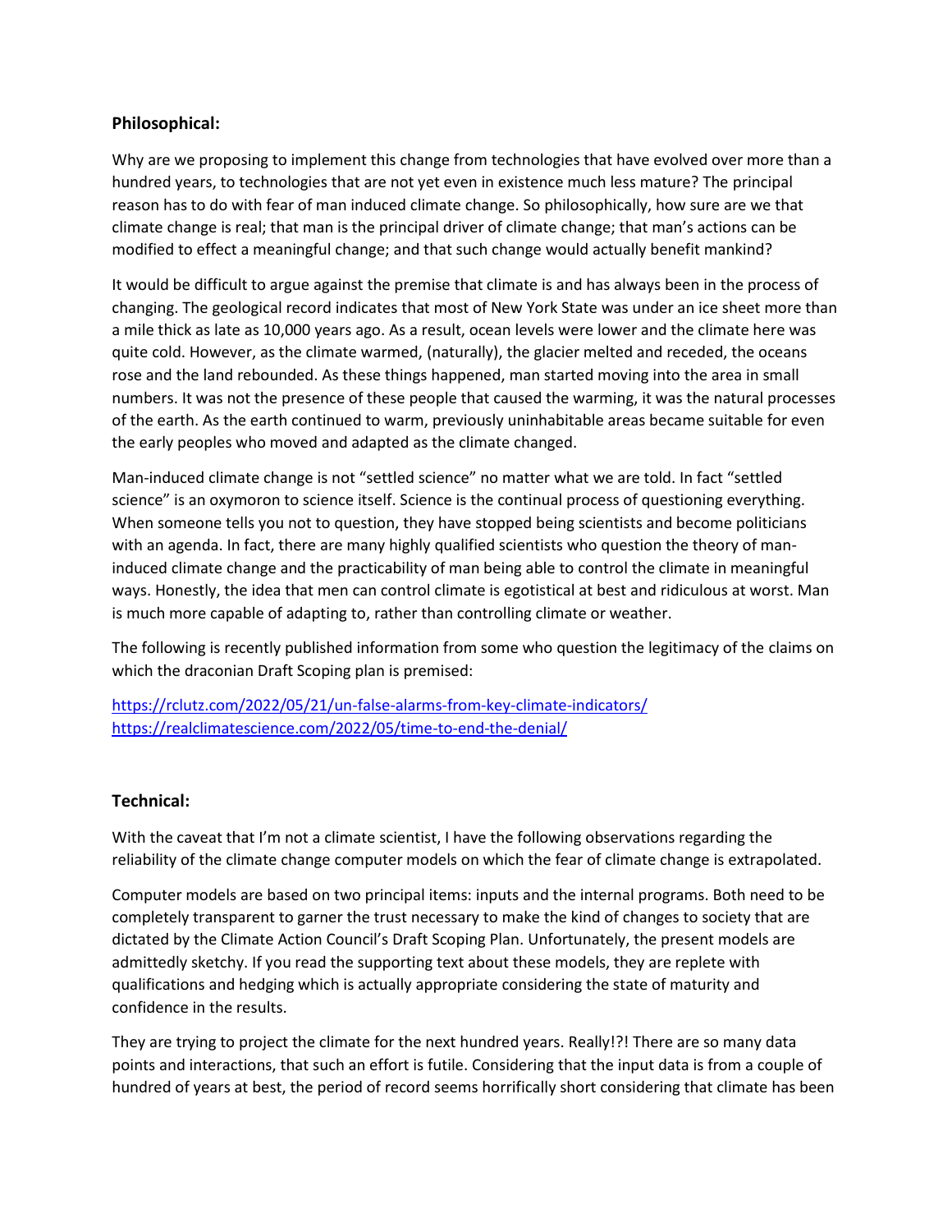**Philosophical:**

Why are we proposing to implement this change from technologies that have evolved over more than a hundred years, to technologies that are not yet even in existence much less mature? The principal reason has to do with fear of man induced climate change. So philosophically, how sure are we that climate change is real; that man is the principal driver of climate change; that man's actions can be modified to effect a meaningful change; and that such change would actually benefit mankind?

It would be difficult to argue against the premise that climate is and has always been in the process of changing. The geological record indicates that most of New York State was under an ice sheet more than a mile thick as late as 10,000 years ago. As a result, ocean levels were lower and the climate here was quite cold. However, as the climate warmed, (naturally), the glacier melted and receded, the oceans rose and the land rebounded. As these things happened, man started moving into the area in small numbers. It was not the presence of these people that caused the warming, it was the natural processes of the earth. As the earth continued to warm, previously uninhabitable areas became suitable for even the early peoples who moved and adapted as the climate changed.

Man-induced climate change is not "settled science" no matter what we are told. In fact "settled science" is an oxymoron to science itself. Science is the continual process of questioning everything. When someone tells you not to question, they have stopped being scientists and become politicians with an agenda. In fact, there are many highly qualified scientists who question the theory of man-induced climate change and the practicability of man being able to control the climate in meaningful ways. Honestly, the idea that men can control climate is egotistical at best and ridiculous at worst. Man is much more capable of adapting to, rather than controlling climate or weather.

The following is recently published information from some who question the legitimacy of the claims on which the draconian Draft Scoping plan is premised:

https://rclutz.com/2022/05/21/un-false-alarms-from-key-climate-indicators/
https://realclimatescience.com/2022/05/time-to-end-the-denial/

**Technical:**

With the caveat that I'm not a climate scientist, I have the following observations regarding the reliability of the climate change computer models on which the fear of climate change is extrapolated.

Computer models are based on two principal items: inputs and the internal programs. Both need to be completely transparent to garner the trust necessary to make the kind of changes to society that are dictated by the Climate Action Council's Draft Scoping Plan. Unfortunately, the present models are admittedly sketchy. If you read the supporting text about these models, they are replete with qualifications and hedging which is actually appropriate considering the state of maturity and confidence in the results.

They are trying to project the climate for the next hundred years. Really!?! There are so many data points and interactions, that such an effort is futile. Considering that the input data is from a couple of hundred of years at best, the period of record seems horrifically short considering that climate has been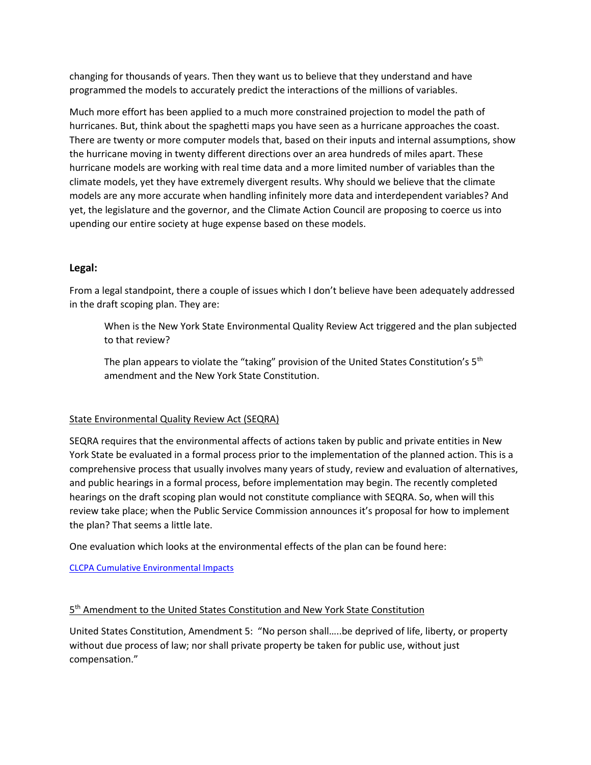changing for thousands of years. Then they want us to believe that they understand and have programmed the models to accurately predict the interactions of the millions of variables.

Much more effort has been applied to a much more constrained projection to model the path of hurricanes. But, think about the spaghetti maps you have seen as a hurricane approaches the coast. There are twenty or more computer models that, based on their inputs and internal assumptions, show the hurricane moving in twenty different directions over an area hundreds of miles apart. These hurricane models are working with real time data and a more limited number of variables than the climate models, yet they have extremely divergent results. Why should we believe that the climate models are any more accurate when handling infinitely more data and interdependent variables? And yet, the legislature and the governor, and the Climate Action Council are proposing to coerce us into upending our entire society at huge expense based on these models.

### Legal:

From a legal standpoint, there a couple of issues which I don't believe have been adequately addressed in the draft scoping plan. They are:

> When is the New York State Environmental Quality Review Act triggered and the plan subjected to that review?
>
> The plan appears to violate the "taking" provision of the United States Constitution's 5th amendment and the New York State Constitution.

<u>State Environmental Quality Review Act (SEQRA)</u>

SEQRA requires that the environmental affects of actions taken by public and private entities in New York State be evaluated in a formal process prior to the implementation of the planned action. This is a comprehensive process that usually involves many years of study, review and evaluation of alternatives, and public hearings in a formal process, before implementation may begin. The recently completed hearings on the draft scoping plan would not constitute compliance with SEQRA. So, when will this review take place; when the Public Service Commission announces it's proposal for how to implement the plan? That seems a little late.

One evaluation which looks at the environmental effects of the plan can be found here:

[CLCPA Cumulative Environmental Impacts]

<u>5th Amendment to the United States Constitution and New York State Constitution</u>

United States Constitution, Amendment 5: "No person shall…..be deprived of life, liberty, or property without due process of law; nor shall private property be taken for public use, without just compensation."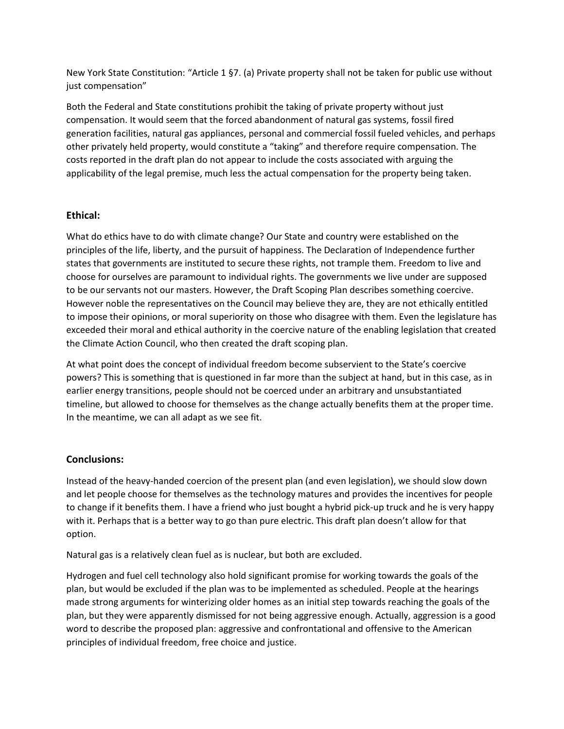New York State Constitution: "Article 1 §7. (a) Private property shall not be taken for public use without just compensation"

Both the Federal and State constitutions prohibit the taking of private property without just compensation. It would seem that the forced abandonment of natural gas systems, fossil fired generation facilities, natural gas appliances, personal and commercial fossil fueled vehicles, and perhaps other privately held property, would constitute a "taking" and therefore require compensation. The costs reported in the draft plan do not appear to include the costs associated with arguing the applicability of the legal premise, much less the actual compensation for the property being taken.

## Ethical:

What do ethics have to do with climate change? Our State and country were established on the principles of the life, liberty, and the pursuit of happiness. The Declaration of Independence further states that governments are instituted to secure these rights, not trample them. Freedom to live and choose for ourselves are paramount to individual rights. The governments we live under are supposed to be our servants not our masters. However, the Draft Scoping Plan describes something coercive. However noble the representatives on the Council may believe they are, they are not ethically entitled to impose their opinions, or moral superiority on those who disagree with them. Even the legislature has exceeded their moral and ethical authority in the coercive nature of the enabling legislation that created the Climate Action Council, who then created the draft scoping plan.

At what point does the concept of individual freedom become subservient to the State's coercive powers? This is something that is questioned in far more than the subject at hand, but in this case, as in earlier energy transitions, people should not be coerced under an arbitrary and unsubstantiated timeline, but allowed to choose for themselves as the change actually benefits them at the proper time. In the meantime, we can all adapt as we see fit.

## Conclusions:

Instead of the heavy-handed coercion of the present plan (and even legislation), we should slow down and let people choose for themselves as the technology matures and provides the incentives for people to change if it benefits them. I have a friend who just bought a hybrid pick-up truck and he is very happy with it. Perhaps that is a better way to go than pure electric. This draft plan doesn't allow for that option.

Natural gas is a relatively clean fuel as is nuclear, but both are excluded.

Hydrogen and fuel cell technology also hold significant promise for working towards the goals of the plan, but would be excluded if the plan was to be implemented as scheduled. People at the hearings made strong arguments for winterizing older homes as an initial step towards reaching the goals of the plan, but they were apparently dismissed for not being aggressive enough. Actually, aggression is a good word to describe the proposed plan: aggressive and confrontational and offensive to the American principles of individual freedom, free choice and justice.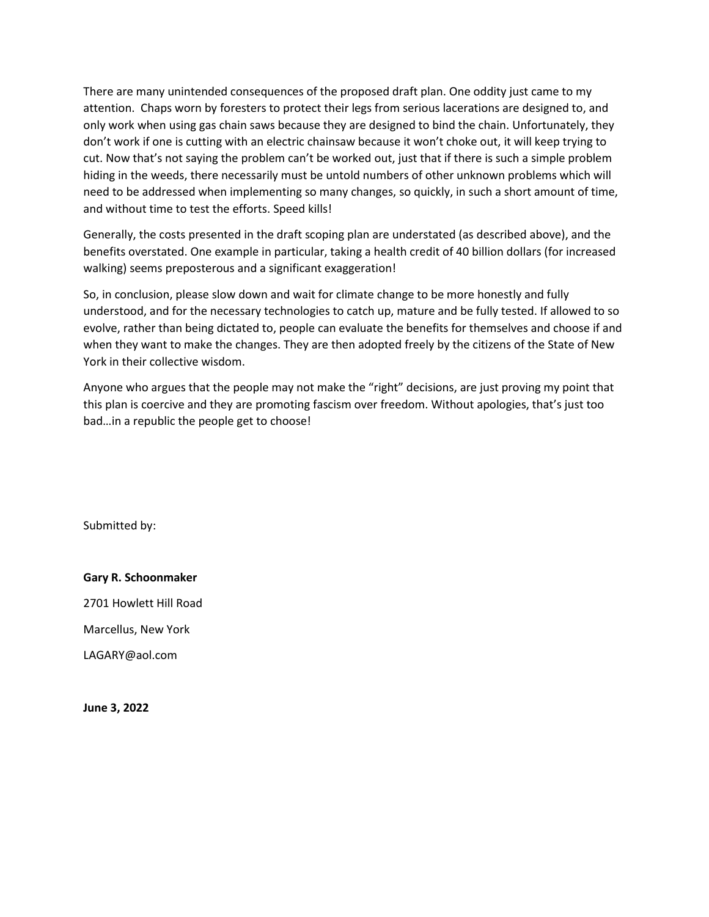There are many unintended consequences of the proposed draft plan. One oddity just came to my attention. Chaps worn by foresters to protect their legs from serious lacerations are designed to, and only work when using gas chain saws because they are designed to bind the chain. Unfortunately, they don't work if one is cutting with an electric chainsaw because it won't choke out, it will keep trying to cut. Now that's not saying the problem can't be worked out, just that if there is such a simple problem hiding in the weeds, there necessarily must be untold numbers of other unknown problems which will need to be addressed when implementing so many changes, so quickly, in such a short amount of time, and without time to test the efforts. Speed kills!

Generally, the costs presented in the draft scoping plan are understated (as described above), and the benefits overstated. One example in particular, taking a health credit of 40 billion dollars (for increased walking) seems preposterous and a significant exaggeration!

So, in conclusion, please slow down and wait for climate change to be more honestly and fully understood, and for the necessary technologies to catch up, mature and be fully tested. If allowed to so evolve, rather than being dictated to, people can evaluate the benefits for themselves and choose if and when they want to make the changes. They are then adopted freely by the citizens of the State of New York in their collective wisdom.

Anyone who argues that the people may not make the "right" decisions, are just proving my point that this plan is coercive and they are promoting fascism over freedom. Without apologies, that's just too bad…in a republic the people get to choose!

Submitted by:

**Gary R. Schoonmaker**

2701 Howlett Hill Road

Marcellus, New York

LAGARY@aol.com

**June 3, 2022**